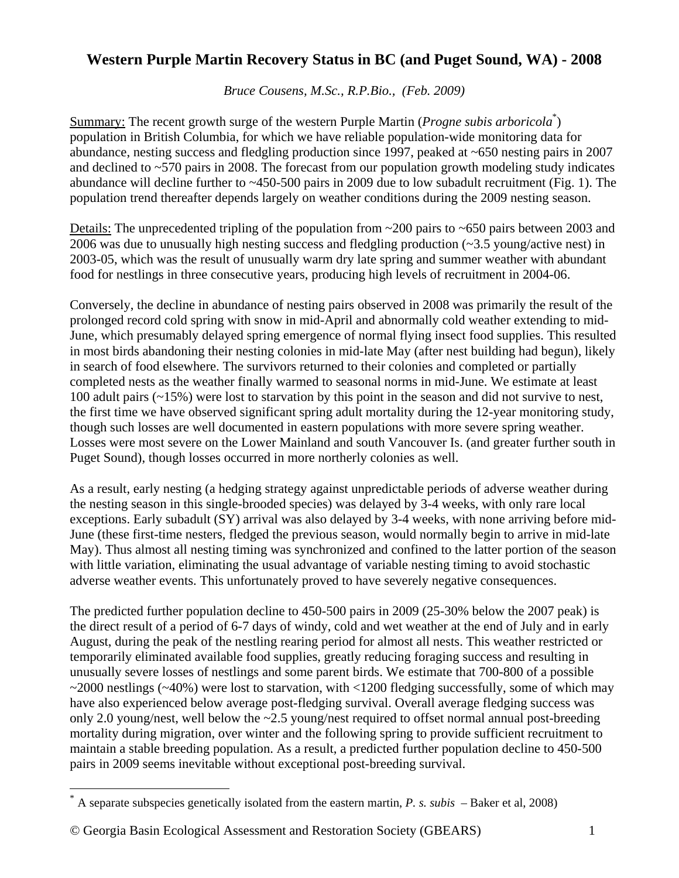# Western Purple Martin Recovery Status in BC (and Puget Sound, WA) - 2008

*Bruce Cousens, M.Sc., R.P.Bio., (Feb. 2009)*

Summary: The recent growth surge of the western Purple Martin (*Progne subis arboricola*[*]) population in British Columbia, for which we have reliable population-wide monitoring data for abundance, nesting success and fledgling production since 1997, peaked at ~650 nesting pairs in 2007 and declined to ~570 pairs in 2008. The forecast from our population growth modeling study indicates abundance will decline further to ~450-500 pairs in 2009 due to low subadult recruitment (Fig. 1). The population trend thereafter depends largely on weather conditions during the 2009 nesting season.

Details: The unprecedented tripling of the population from ~200 pairs to ~650 pairs between 2003 and 2006 was due to unusually high nesting success and fledgling production (~3.5 young/active nest) in 2003-05, which was the result of unusually warm dry late spring and summer weather with abundant food for nestlings in three consecutive years, producing high levels of recruitment in 2004-06.

Conversely, the decline in abundance of nesting pairs observed in 2008 was primarily the result of the prolonged record cold spring with snow in mid-April and abnormally cold weather extending to mid-June, which presumably delayed spring emergence of normal flying insect food supplies. This resulted in most birds abandoning their nesting colonies in mid-late May (after nest building had begun), likely in search of food elsewhere. The survivors returned to their colonies and completed or partially completed nests as the weather finally warmed to seasonal norms in mid-June. We estimate at least 100 adult pairs (~15%) were lost to starvation by this point in the season and did not survive to nest, the first time we have observed significant spring adult mortality during the 12-year monitoring study, though such losses are well documented in eastern populations with more severe spring weather. Losses were most severe on the Lower Mainland and south Vancouver Is. (and greater further south in Puget Sound), though losses occurred in more northerly colonies as well.

As a result, early nesting (a hedging strategy against unpredictable periods of adverse weather during the nesting season in this single-brooded species) was delayed by 3-4 weeks, with only rare local exceptions. Early subadult (SY) arrival was also delayed by 3-4 weeks, with none arriving before mid-June (these first-time nesters, fledged the previous season, would normally begin to arrive in mid-late May). Thus almost all nesting timing was synchronized and confined to the latter portion of the season with little variation, eliminating the usual advantage of variable nesting timing to avoid stochastic adverse weather events. This unfortunately proved to have severely negative consequences.

The predicted further population decline to 450-500 pairs in 2009 (25-30% below the 2007 peak) is the direct result of a period of 6-7 days of windy, cold and wet weather at the end of July and in early August, during the peak of the nestling rearing period for almost all nests. This weather restricted or temporarily eliminated available food supplies, greatly reducing foraging success and resulting in unusually severe losses of nestlings and some parent birds. We estimate that 700-800 of a possible ~2000 nestlings (~40%) were lost to starvation, with <1200 fledging successfully, some of which may have also experienced below average post-fledging survival. Overall average fledging success was only 2.0 young/nest, well below the ~2.5 young/nest required to offset normal annual post-breeding mortality during migration, over winter and the following spring to provide sufficient recruitment to maintain a stable breeding population. As a result, a predicted further population decline to 450-500 pairs in 2009 seems inevitable without exceptional post-breeding survival.

---

[*] A separate subspecies genetically isolated from the eastern martin, *P. s. subis* – Baker et al, 2008)

© Georgia Basin Ecological Assessment and Restoration Society (GBEARS)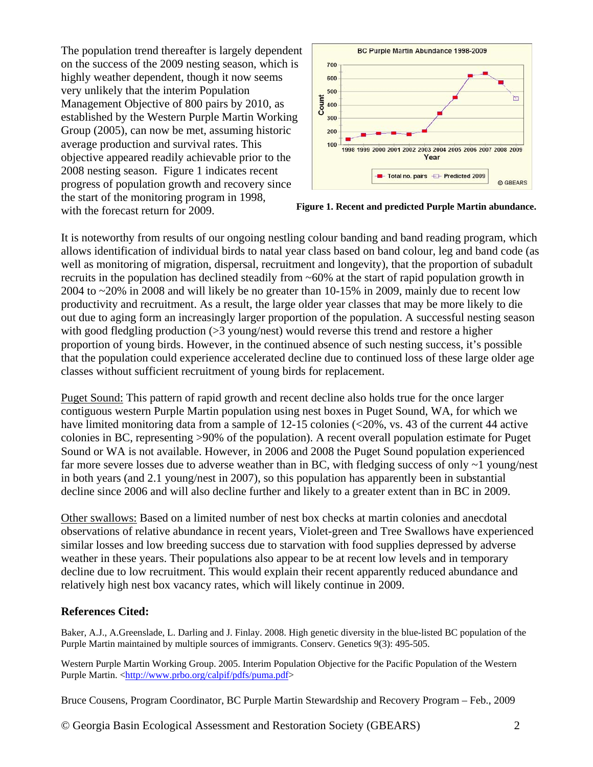The population trend thereafter is largely dependent on the success of the 2009 nesting season, which is highly weather dependent, though it now seems very unlikely that the interim Population Management Objective of 800 pairs by 2010, as established by the Western Purple Martin Working Group (2005), can now be met, assuming historic average production and survival rates. This objective appeared readily achievable prior to the 2008 nesting season. Figure 1 indicates recent progress of population growth and recovery since the start of the monitoring program in 1998, with the forecast return for 2009.

BC Purple Martin Abundance 1998-2009

Count

700
600
500
400
300
200
100

1998 1999 2000 2001 2002 2003 2004 2005 2006 2007 2008 2009

Year

Total no. pairs
Predicted 2009

© GBEARS

**Figure 1. Recent and predicted Purple Martin abundance.**

It is noteworthy from results of our ongoing nestling colour banding and band reading program, which allows identification of individual birds to natal year class based on band colour, leg and band code (as well as monitoring of migration, dispersal, recruitment and longevity), that the proportion of subadult recruits in the population has declined steadily from ~60% at the start of rapid population growth in 2004 to ~20% in 2008 and will likely be no greater than 10-15% in 2009, mainly due to recent low productivity and recruitment. As a result, the large older year classes that may be more likely to die out due to aging form an increasingly larger proportion of the population. A successful nesting season with good fledgling production (>3 young/nest) would reverse this trend and restore a higher proportion of young birds. However, in the continued absence of such nesting success, it's possible that the population could experience accelerated decline due to continued loss of these large older age classes without sufficient recruitment of young birds for replacement.

Puget Sound: This pattern of rapid growth and recent decline also holds true for the once larger contiguous western Purple Martin population using nest boxes in Puget Sound, WA, for which we have limited monitoring data from a sample of 12-15 colonies (<20%, vs. 43 of the current 44 active colonies in BC, representing >90% of the population). A recent overall population estimate for Puget Sound or WA is not available. However, in 2006 and 2008 the Puget Sound population experienced far more severe losses due to adverse weather than in BC, with fledging success of only ~1 young/nest in both years (and 2.1 young/nest in 2007), so this population has apparently been in substantial decline since 2006 and will also decline further and likely to a greater extent than in BC in 2009.

Other swallows: Based on a limited number of nest box checks at martin colonies and anecdotal observations of relative abundance in recent years, Violet-green and Tree Swallows have experienced similar losses and low breeding success due to starvation with food supplies depressed by adverse weather in these years. Their populations also appear to be at recent low levels and in temporary decline due to low recruitment. This would explain their recent apparently reduced abundance and relatively high nest box vacancy rates, which will likely continue in 2009.

**References Cited:**

Baker, A.J., A.Greenslade, L. Darling and J. Finlay. 2008. High genetic diversity in the blue-listed BC population of the Purple Martin maintained by multiple sources of immigrants. Conserv. Genetics 9(3): 495-505.

Western Purple Martin Working Group. 2005. Interim Population Objective for the Pacific Population of the Western Purple Martin. <http://www.prbo.org/calpif/pdfs/puma.pdf>

Bruce Cousens, Program Coordinator, BC Purple Martin Stewardship and Recovery Program – Feb., 2009